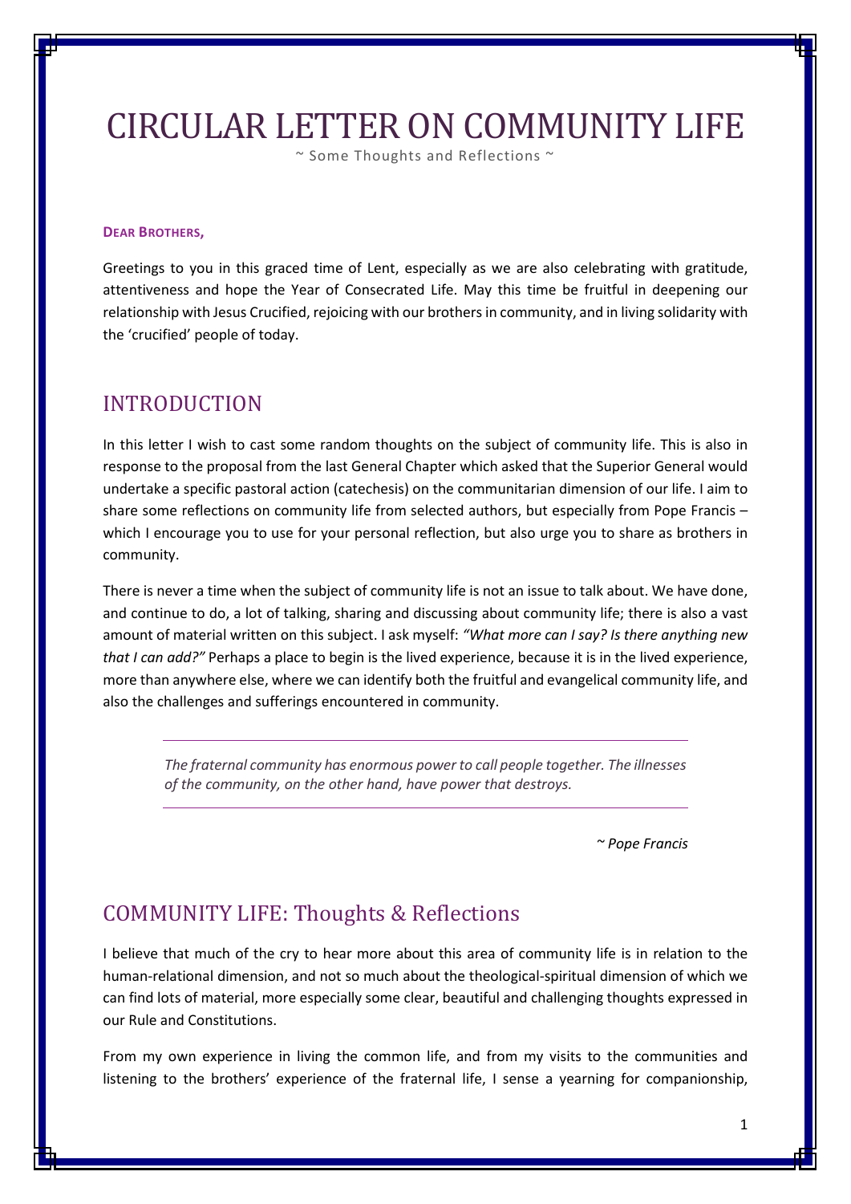# CIRCULAR LETTER ON COMMUNITY LIFE

~ Some Thoughts and Reflections ~

**DEAR BROTHERS,**

Greetings to you in this graced time of Lent, especially as we are also celebrating with gratitude, attentiveness and hope the Year of Consecrated Life. May this time be fruitful in deepening our relationship with Jesus Crucified, rejoicing with our brothers in community, and in living solidarity with the 'crucified' people of today.

## INTRODUCTION

In this letter I wish to cast some random thoughts on the subject of community life. This is also in response to the proposal from the last General Chapter which asked that the Superior General would undertake a specific pastoral action (catechesis) on the communitarian dimension of our life. I aim to share some reflections on community life from selected authors, but especially from Pope Francis – which I encourage you to use for your personal reflection, but also urge you to share as brothers in community.

There is never a time when the subject of community life is not an issue to talk about. We have done, and continue to do, a lot of talking, sharing and discussing about community life; there is also a vast amount of material written on this subject. I ask myself: *"What more can I say? Is there anything new that I can add?"* Perhaps a place to begin is the lived experience, because it is in the lived experience, more than anywhere else, where we can identify both the fruitful and evangelical community life, and also the challenges and sufferings encountered in community.

> *The fraternal community has enormous power to call people together. The illnesses of the community, on the other hand, have power that destroys.*
>
> *~ Pope Francis*

## COMMUNITY LIFE: Thoughts & Reflections

I believe that much of the cry to hear more about this area of community life is in relation to the human-relational dimension, and not so much about the theological-spiritual dimension of which we can find lots of material, more especially some clear, beautiful and challenging thoughts expressed in our Rule and Constitutions.

From my own experience in living the common life, and from my visits to the communities and listening to the brothers' experience of the fraternal life, I sense a yearning for companionship,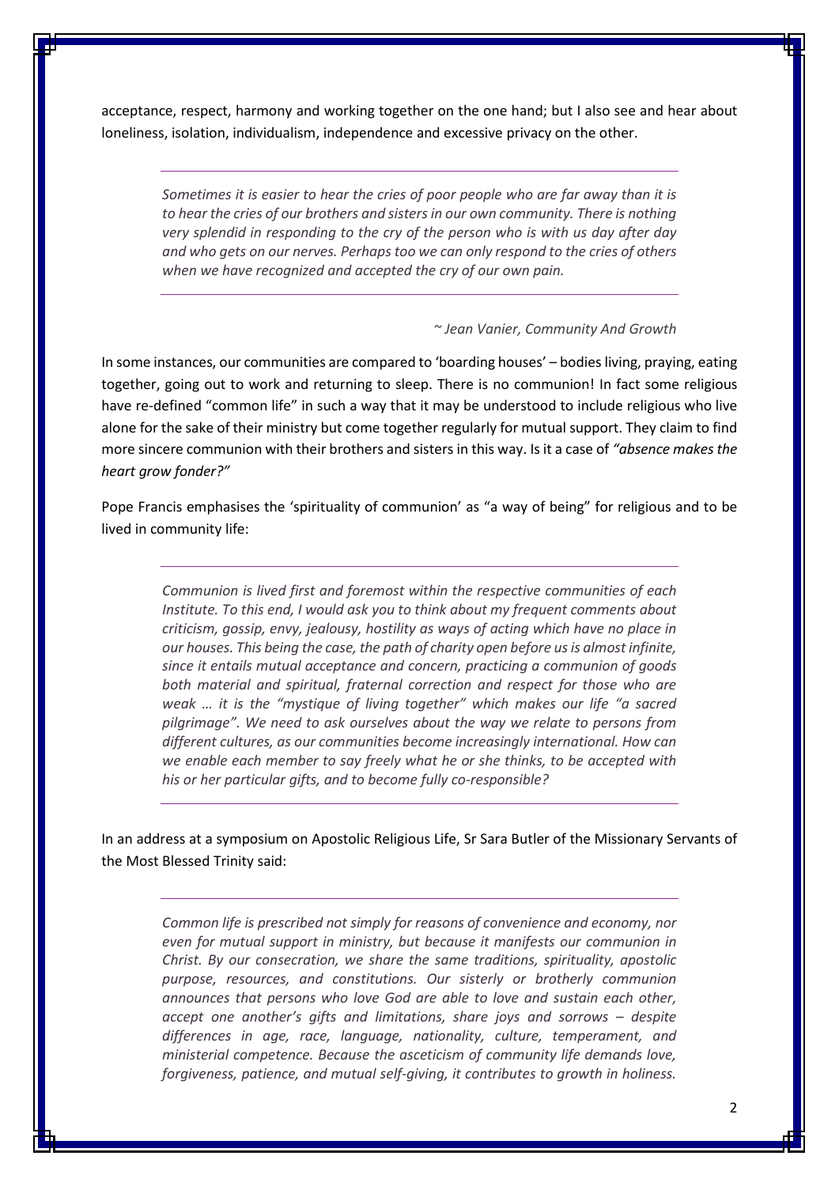acceptance, respect, harmony and working together on the one hand; but I also see and hear about loneliness, isolation, individualism, independence and excessive privacy on the other.

> *Sometimes it is easier to hear the cries of poor people who are far away than it is to hear the cries of our brothers and sisters in our own community. There is nothing very splendid in responding to the cry of the person who is with us day after day and who gets on our nerves. Perhaps too we can only respond to the cries of others when we have recognized and accepted the cry of our own pain.*

*~ Jean Vanier, Community And Growth*

In some instances, our communities are compared to 'boarding houses' – bodies living, praying, eating together, going out to work and returning to sleep. There is no communion! In fact some religious have re-defined "common life" in such a way that it may be understood to include religious who live alone for the sake of their ministry but come together regularly for mutual support. They claim to find more sincere communion with their brothers and sisters in this way. Is it a case of *"absence makes the heart grow fonder?"*

Pope Francis emphasises the 'spirituality of communion' as "a way of being" for religious and to be lived in community life:

> *Communion is lived first and foremost within the respective communities of each Institute. To this end, I would ask you to think about my frequent comments about criticism, gossip, envy, jealousy, hostility as ways of acting which have no place in our houses. This being the case, the path of charity open before us is almost infinite, since it entails mutual acceptance and concern, practicing a communion of goods both material and spiritual, fraternal correction and respect for those who are weak … it is the "mystique of living together" which makes our life "a sacred pilgrimage". We need to ask ourselves about the way we relate to persons from different cultures, as our communities become increasingly international. How can we enable each member to say freely what he or she thinks, to be accepted with his or her particular gifts, and to become fully co-responsible?*

In an address at a symposium on Apostolic Religious Life, Sr Sara Butler of the Missionary Servants of the Most Blessed Trinity said:

> *Common life is prescribed not simply for reasons of convenience and economy, nor even for mutual support in ministry, but because it manifests our communion in Christ. By our consecration, we share the same traditions, spirituality, apostolic purpose, resources, and constitutions. Our sisterly or brotherly communion announces that persons who love God are able to love and sustain each other, accept one another's gifts and limitations, share joys and sorrows – despite differences in age, race, language, nationality, culture, temperament, and ministerial competence. Because the asceticism of community life demands love, forgiveness, patience, and mutual self-giving, it contributes to growth in holiness.*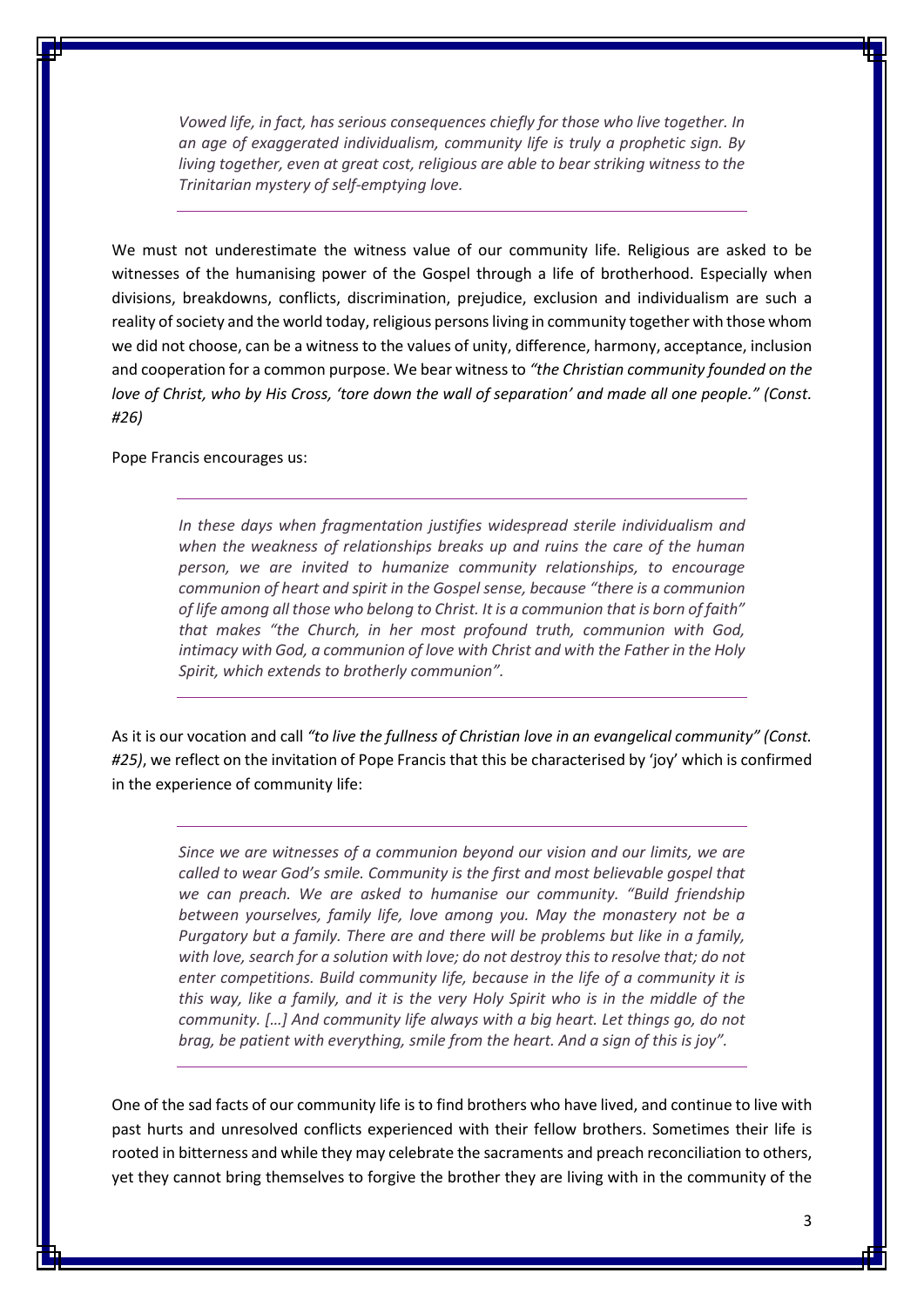> *Vowed life, in fact, has serious consequences chiefly for those who live together. In an age of exaggerated individualism, community life is truly a prophetic sign. By living together, even at great cost, religious are able to bear striking witness to the Trinitarian mystery of self-emptying love.*

We must not underestimate the witness value of our community life. Religious are asked to be witnesses of the humanising power of the Gospel through a life of brotherhood. Especially when divisions, breakdowns, conflicts, discrimination, prejudice, exclusion and individualism are such a reality of society and the world today, religious persons living in community together with those whom we did not choose, can be a witness to the values of unity, difference, harmony, acceptance, inclusion and cooperation for a common purpose. We bear witness to *"the Christian community founded on the love of Christ, who by His Cross, 'tore down the wall of separation' and made all one people." (Const. #26)*

Pope Francis encourages us:

> *In these days when fragmentation justifies widespread sterile individualism and when the weakness of relationships breaks up and ruins the care of the human person, we are invited to humanize community relationships, to encourage communion of heart and spirit in the Gospel sense, because "there is a communion of life among all those who belong to Christ. It is a communion that is born of faith" that makes "the Church, in her most profound truth, communion with God, intimacy with God, a communion of love with Christ and with the Father in the Holy Spirit, which extends to brotherly communion".*

As it is our vocation and call *"to live the fullness of Christian love in an evangelical community" (Const. #25)*, we reflect on the invitation of Pope Francis that this be characterised by 'joy' which is confirmed in the experience of community life:

> *Since we are witnesses of a communion beyond our vision and our limits, we are called to wear God's smile. Community is the first and most believable gospel that we can preach. We are asked to humanise our community. "Build friendship between yourselves, family life, love among you. May the monastery not be a Purgatory but a family. There are and there will be problems but like in a family, with love, search for a solution with love; do not destroy this to resolve that; do not enter competitions. Build community life, because in the life of a community it is this way, like a family, and it is the very Holy Spirit who is in the middle of the community. […] And community life always with a big heart. Let things go, do not brag, be patient with everything, smile from the heart. And a sign of this is joy".*

One of the sad facts of our community life is to find brothers who have lived, and continue to live with past hurts and unresolved conflicts experienced with their fellow brothers. Sometimes their life is rooted in bitterness and while they may celebrate the sacraments and preach reconciliation to others, yet they cannot bring themselves to forgive the brother they are living with in the community of the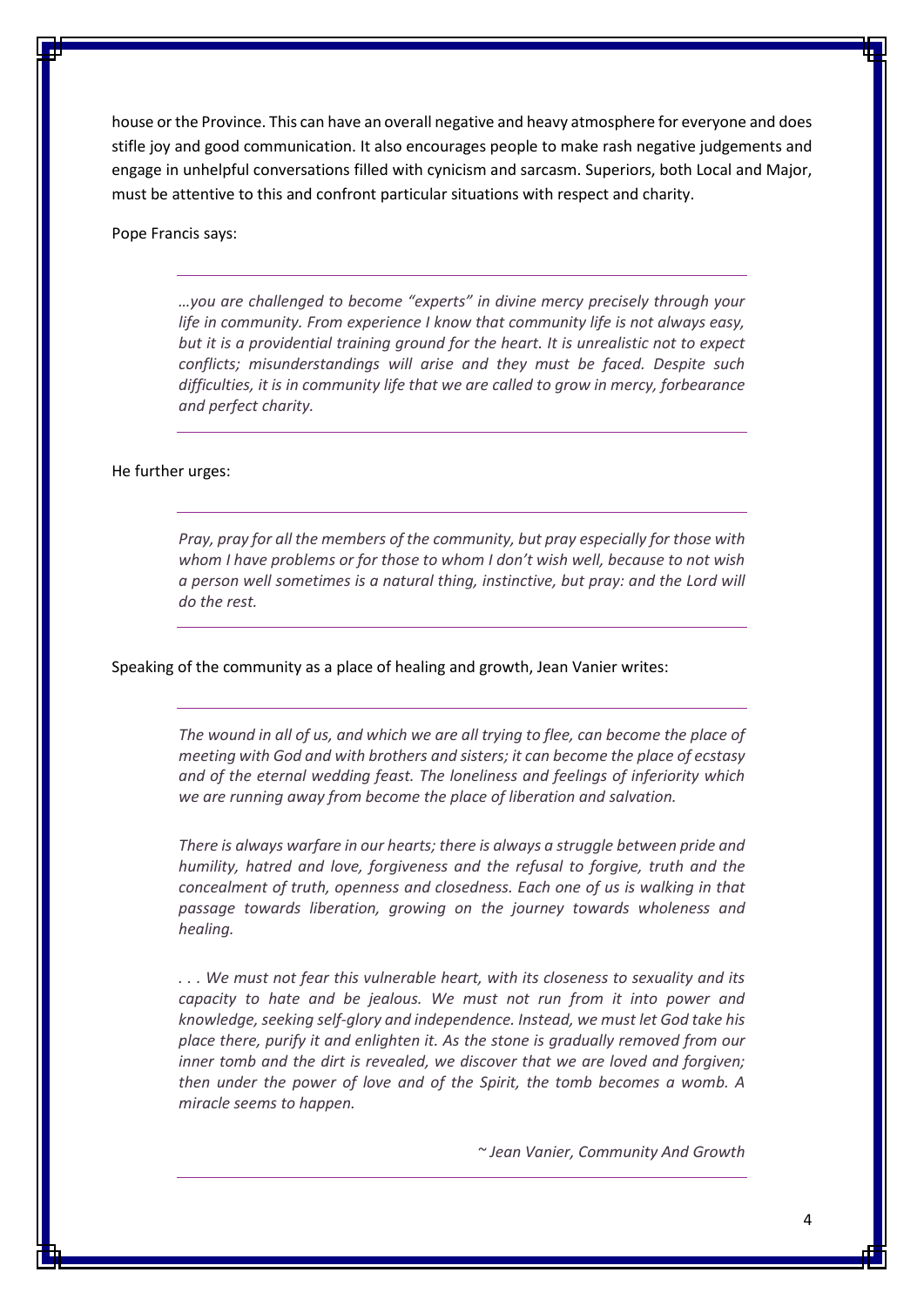house or the Province. This can have an overall negative and heavy atmosphere for everyone and does stifle joy and good communication. It also encourages people to make rash negative judgements and engage in unhelpful conversations filled with cynicism and sarcasm. Superiors, both Local and Major, must be attentive to this and confront particular situations with respect and charity.

Pope Francis says:

> *…you are challenged to become "experts" in divine mercy precisely through your life in community. From experience I know that community life is not always easy, but it is a providential training ground for the heart. It is unrealistic not to expect conflicts; misunderstandings will arise and they must be faced. Despite such difficulties, it is in community life that we are called to grow in mercy, forbearance and perfect charity.*

He further urges:

> *Pray, pray for all the members of the community, but pray especially for those with whom I have problems or for those to whom I don't wish well, because to not wish a person well sometimes is a natural thing, instinctive, but pray: and the Lord will do the rest.*

Speaking of the community as a place of healing and growth, Jean Vanier writes:

> *The wound in all of us, and which we are all trying to flee, can become the place of meeting with God and with brothers and sisters; it can become the place of ecstasy and of the eternal wedding feast. The loneliness and feelings of inferiority which we are running away from become the place of liberation and salvation.*
>
> *There is always warfare in our hearts; there is always a struggle between pride and humility, hatred and love, forgiveness and the refusal to forgive, truth and the concealment of truth, openness and closedness. Each one of us is walking in that passage towards liberation, growing on the journey towards wholeness and healing.*
>
> *. . . We must not fear this vulnerable heart, with its closeness to sexuality and its capacity to hate and be jealous. We must not run from it into power and knowledge, seeking self-glory and independence. Instead, we must let God take his place there, purify it and enlighten it. As the stone is gradually removed from our inner tomb and the dirt is revealed, we discover that we are loved and forgiven; then under the power of love and of the Spirit, the tomb becomes a womb. A miracle seems to happen.*
>
> *~ Jean Vanier, Community And Growth*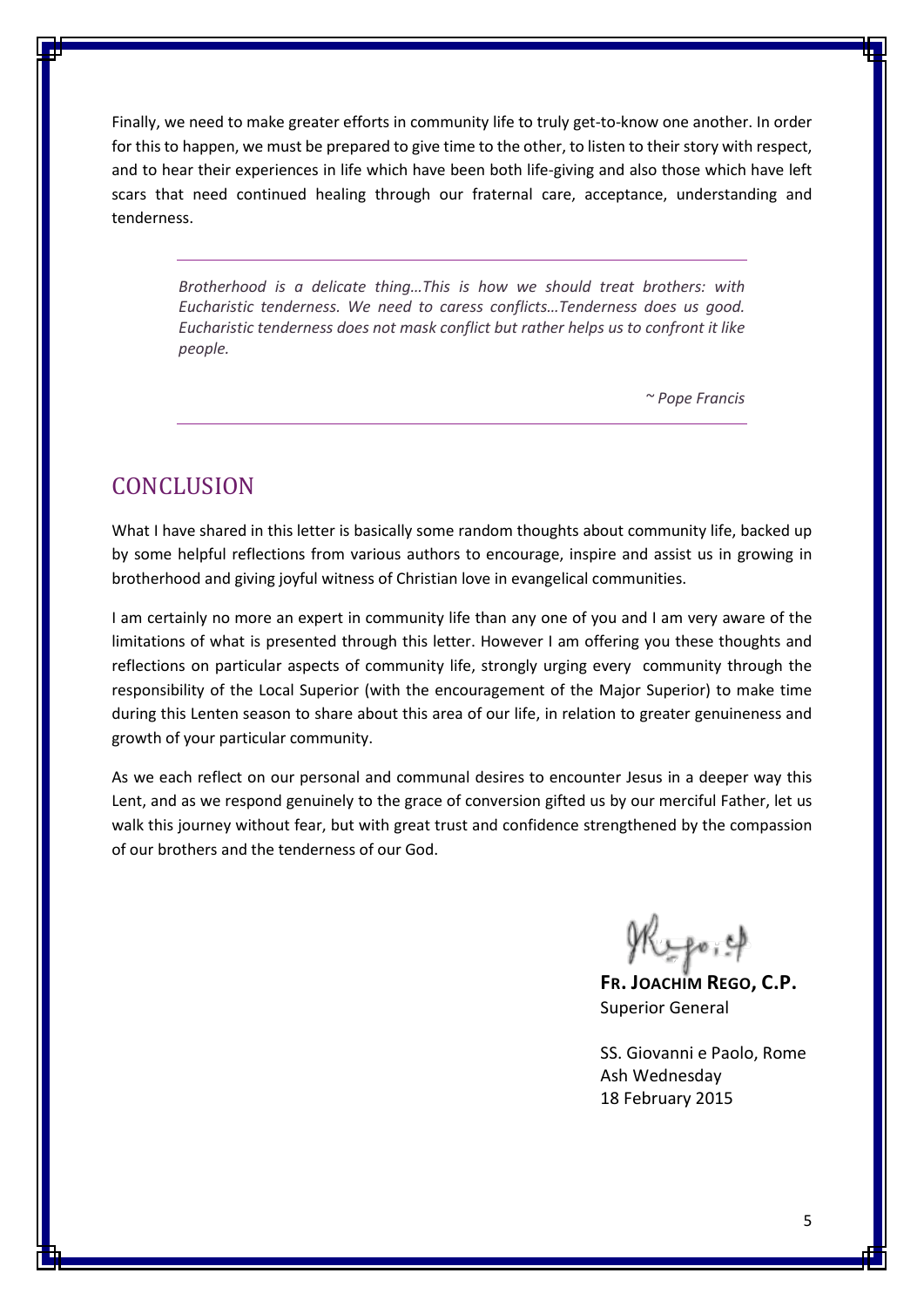Finally, we need to make greater efforts in community life to truly get-to-know one another. In order for this to happen, we must be prepared to give time to the other, to listen to their story with respect, and to hear their experiences in life which have been both life-giving and also those which have left scars that need continued healing through our fraternal care, acceptance, understanding and tenderness.

> *Brotherhood is a delicate thing…This is how we should treat brothers: with Eucharistic tenderness. We need to caress conflicts…Tenderness does us good. Eucharistic tenderness does not mask conflict but rather helps us to confront it like people.*
>
> *~ Pope Francis*

## CONCLUSION

What I have shared in this letter is basically some random thoughts about community life, backed up by some helpful reflections from various authors to encourage, inspire and assist us in growing in brotherhood and giving joyful witness of Christian love in evangelical communities.

I am certainly no more an expert in community life than any one of you and I am very aware of the limitations of what is presented through this letter. However I am offering you these thoughts and reflections on particular aspects of community life, strongly urging every community through the responsibility of the Local Superior (with the encouragement of the Major Superior) to make time during this Lenten season to share about this area of our life, in relation to greater genuineness and growth of your particular community.

As we each reflect on our personal and communal desires to encounter Jesus in a deeper way this Lent, and as we respond genuinely to the grace of conversion gifted us by our merciful Father, let us walk this journey without fear, but with great trust and confidence strengthened by the compassion of our brothers and the tenderness of our God.

**FR. JOACHIM REGO, C.P.**
Superior General

SS. Giovanni e Paolo, Rome
Ash Wednesday
18 February 2015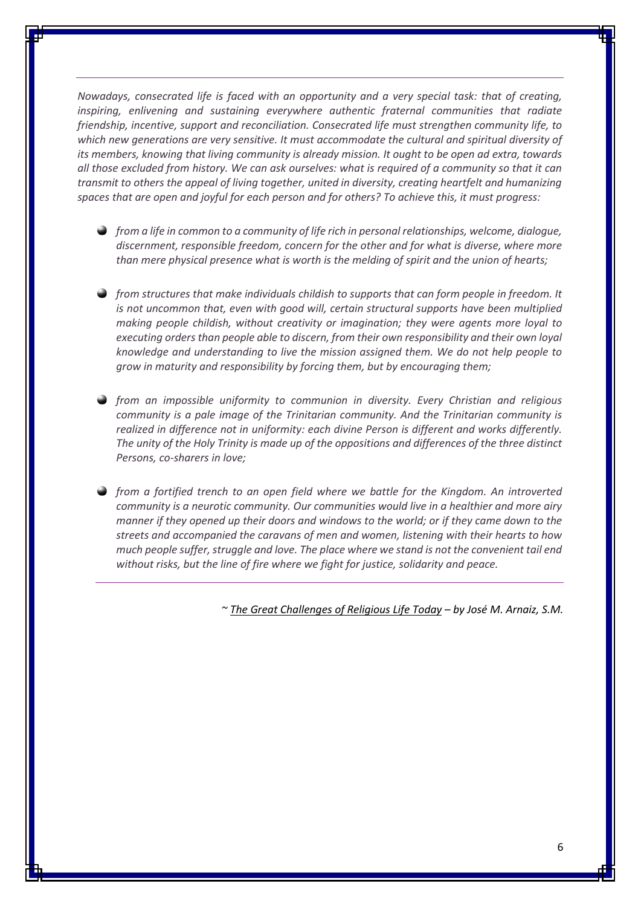*Nowadays, consecrated life is faced with an opportunity and a very special task: that of creating, inspiring, enlivening and sustaining everywhere authentic fraternal communities that radiate friendship, incentive, support and reconciliation. Consecrated life must strengthen community life, to which new generations are very sensitive. It must accommodate the cultural and spiritual diversity of its members, knowing that living community is already mission. It ought to be open ad extra, towards all those excluded from history. We can ask ourselves: what is required of a community so that it can transmit to others the appeal of living together, united in diversity, creating heartfelt and humanizing spaces that are open and joyful for each person and for others? To achieve this, it must progress:*

- *from a life in common to a community of life rich in personal relationships, welcome, dialogue, discernment, responsible freedom, concern for the other and for what is diverse, where more than mere physical presence what is worth is the melding of spirit and the union of hearts;*

- *from structures that make individuals childish to supports that can form people in freedom. It is not uncommon that, even with good will, certain structural supports have been multiplied making people childish, without creativity or imagination; they were agents more loyal to executing orders than people able to discern, from their own responsibility and their own loyal knowledge and understanding to live the mission assigned them. We do not help people to grow in maturity and responsibility by forcing them, but by encouraging them;*

- *from an impossible uniformity to communion in diversity. Every Christian and religious community is a pale image of the Trinitarian community. And the Trinitarian community is realized in difference not in uniformity: each divine Person is different and works differently. The unity of the Holy Trinity is made up of the oppositions and differences of the three distinct Persons, co-sharers in love;*

- *from a fortified trench to an open field where we battle for the Kingdom. An introverted community is a neurotic community. Our communities would live in a healthier and more airy manner if they opened up their doors and windows to the world; or if they came down to the streets and accompanied the caravans of men and women, listening with their hearts to how much people suffer, struggle and love. The place where we stand is not the convenient tail end without risks, but the line of fire where we fight for justice, solidarity and peace.*

---

*~ The Great Challenges of Religious Life Today – by José M. Arnaiz, S.M.*